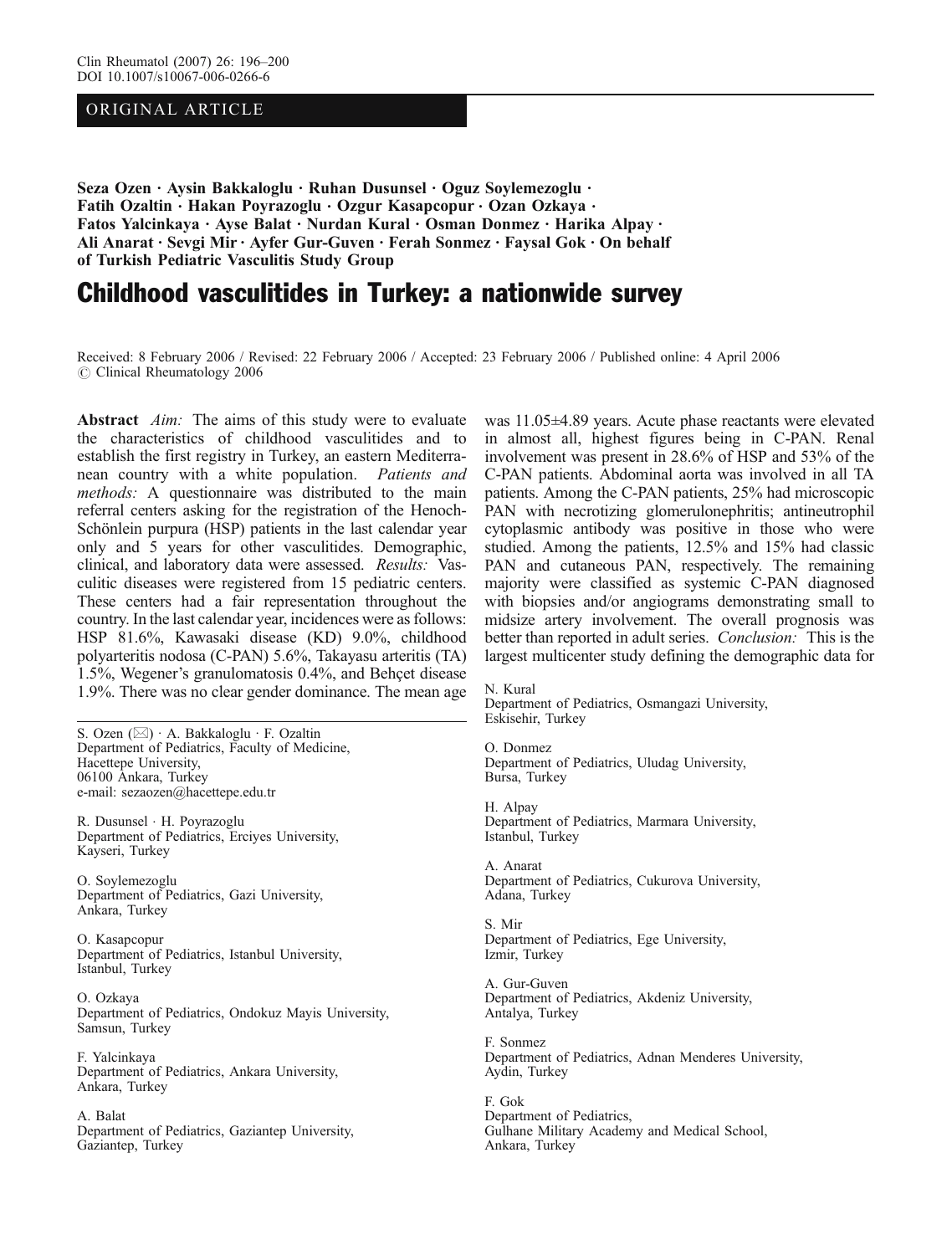ORIGINAL ARTICLE

**Seza Ozen · Aysin Bakkaloglu · Ruhan Dusunsel · Oguz Soylemezoglu · Fatih Ozaltin · Hakan Poyrazoglu · Ozgur Kasapcopur · Ozan Ozkaya · Fatos Yalcinkaya · Ayse Balat · Nurdan Kural · Osman Donmez · Harika Alpay · Ali Anarat · Sevgi Mir · Ayfer Gur-Guven · Ferah Sonmez · Faysal Gok · On behalf of Turkish Pediatric Vasculitis Study Group**

# Childhood vasculitides in Turkey: a nationwide survey

Received: 8 February 2006 / Revised: 22 February 2006 / Accepted: 23 February 2006 / Published online: 4 April 2006
© Clinical Rheumatology 2006

**Abstract** *Aim:* The aims of this study were to evaluate the characteristics of childhood vasculitides and to establish the first registry in Turkey, an eastern Mediterranean country with a white population. *Patients and methods:* A questionnaire was distributed to the main referral centers asking for the registration of the Henoch-Schönlein purpura (HSP) patients in the last calendar year only and 5 years for other vasculitides. Demographic, clinical, and laboratory data were assessed. *Results:* Vasculitic diseases were registered from 15 pediatric centers. These centers had a fair representation throughout the country. In the last calendar year, incidences were as follows: HSP 81.6%, Kawasaki disease (KD) 9.0%, childhood polyarteritis nodosa (C-PAN) 5.6%, Takayasu arteritis (TA) 1.5%, Wegener's granulomatosis 0.4%, and Behçet disease 1.9%. There was no clear gender dominance. The mean age was 11.05±4.89 years. Acute phase reactants were elevated in almost all, highest figures being in C-PAN. Renal involvement was present in 28.6% of HSP and 53% of the C-PAN patients. Abdominal aorta was involved in all TA patients. Among the C-PAN patients, 25% had microscopic PAN with necrotizing glomerulonephritis; antineutrophil cytoplasmic antibody was positive in those who were studied. Among the patients, 12.5% and 15% had classic PAN and cutaneous PAN, respectively. The remaining majority were classified as systemic C-PAN diagnosed with biopsies and/or angiograms demonstrating small to midsize artery involvement. The overall prognosis was better than reported in adult series. *Conclusion:* This is the largest multicenter study defining the demographic data for

S. Ozen (✉) · A. Bakkaloglu · F. Ozaltin
Department of Pediatrics, Faculty of Medicine,
Hacettepe University,
06100 Ankara, Turkey
e-mail: sezaozen@hacettepe.edu.tr

R. Dusunsel · H. Poyrazoglu
Department of Pediatrics, Erciyes University,
Kayseri, Turkey

O. Soylemezoglu
Department of Pediatrics, Gazi University,
Ankara, Turkey

O. Kasapcopur
Department of Pediatrics, Istanbul University,
Istanbul, Turkey

O. Ozkaya
Department of Pediatrics, Ondokuz Mayis University,
Samsun, Turkey

F. Yalcinkaya
Department of Pediatrics, Ankara University,
Ankara, Turkey

A. Balat
Department of Pediatrics, Gaziantep University,
Gaziantep, Turkey

N. Kural
Department of Pediatrics, Osmangazi University,
Eskisehir, Turkey

O. Donmez
Department of Pediatrics, Uludag University,
Bursa, Turkey

H. Alpay
Department of Pediatrics, Marmara University,
Istanbul, Turkey

A. Anarat
Department of Pediatrics, Cukurova University,
Adana, Turkey

S. Mir
Department of Pediatrics, Ege University,
Izmir, Turkey

A. Gur-Guven
Department of Pediatrics, Akdeniz University,
Antalya, Turkey

F. Sonmez
Department of Pediatrics, Adnan Menderes University,
Aydin, Turkey

F. Gok
Department of Pediatrics,
Gulhane Military Academy and Medical School,
Ankara, Turkey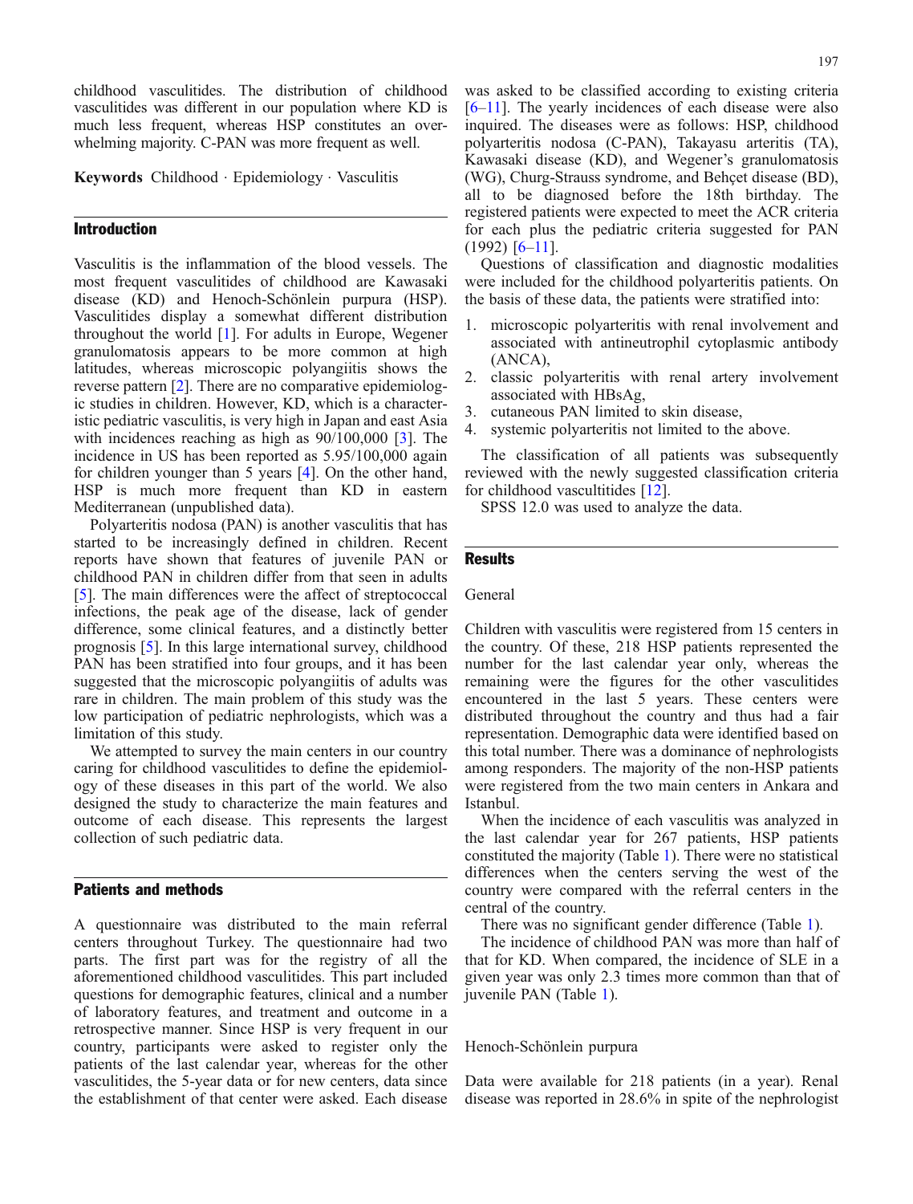childhood vasculitides. The distribution of childhood vasculitides was different in our population where KD is much less frequent, whereas HSP constitutes an overwhelming majority. C-PAN was more frequent as well.

**Keywords** Childhood · Epidemiology · Vasculitis

## Introduction

Vasculitis is the inflammation of the blood vessels. The most frequent vasculitides of childhood are Kawasaki disease (KD) and Henoch-Schönlein purpura (HSP). Vasculitides display a somewhat different distribution throughout the world [1]. For adults in Europe, Wegener granulomatosis appears to be more common at high latitudes, whereas microscopic polyangiitis shows the reverse pattern [2]. There are no comparative epidemiologic studies in children. However, KD, which is a characteristic pediatric vasculitis, is very high in Japan and east Asia with incidences reaching as high as 90/100,000 [3]. The incidence in US has been reported as 5.95/100,000 again for children younger than 5 years [4]. On the other hand, HSP is much more frequent than KD in eastern Mediterranean (unpublished data).

Polyarteritis nodosa (PAN) is another vasculitis that has started to be increasingly defined in children. Recent reports have shown that features of juvenile PAN or childhood PAN in children differ from that seen in adults [5]. The main differences were the affect of streptococcal infections, the peak age of the disease, lack of gender difference, some clinical features, and a distinctly better prognosis [5]. In this large international survey, childhood PAN has been stratified into four groups, and it has been suggested that the microscopic polyangiitis of adults was rare in children. The main problem of this study was the low participation of pediatric nephrologists, which was a limitation of this study.

We attempted to survey the main centers in our country caring for childhood vasculitides to define the epidemiology of these diseases in this part of the world. We also designed the study to characterize the main features and outcome of each disease. This represents the largest collection of such pediatric data.

## Patients and methods

A questionnaire was distributed to the main referral centers throughout Turkey. The questionnaire had two parts. The first part was for the registry of all the aforementioned childhood vasculitides. This part included questions for demographic features, clinical and a number of laboratory features, and treatment and outcome in a retrospective manner. Since HSP is very frequent in our country, participants were asked to register only the patients of the last calendar year, whereas for the other vasculitides, the 5-year data or for new centers, data since the establishment of that center were asked. Each disease was asked to be classified according to existing criteria [6–11]. The yearly incidences of each disease were also inquired. The diseases were as follows: HSP, childhood polyarteritis nodosa (C-PAN), Takayasu arteritis (TA), Kawasaki disease (KD), and Wegener's granulomatosis (WG), Churg-Strauss syndrome, and Behçet disease (BD), all to be diagnosed before the 18th birthday. The registered patients were expected to meet the ACR criteria for each plus the pediatric criteria suggested for PAN (1992) [6–11].

Questions of classification and diagnostic modalities were included for the childhood polyarteritis patients. On the basis of these data, the patients were stratified into:

1. microscopic polyarteritis with renal involvement and associated with antineutrophil cytoplasmic antibody (ANCA),
2. classic polyarteritis with renal artery involvement associated with HBsAg,
3. cutaneous PAN limited to skin disease,
4. systemic polyarteritis not limited to the above.

The classification of all patients was subsequently reviewed with the newly suggested classification criteria for childhood vascultitides [12].

SPSS 12.0 was used to analyze the data.

## Results

### General

Children with vasculitis were registered from 15 centers in the country. Of these, 218 HSP patients represented the number for the last calendar year only, whereas the remaining were the figures for the other vasculitides encountered in the last 5 years. These centers were distributed throughout the country and thus had a fair representation. Demographic data were identified based on this total number. There was a dominance of nephrologists among responders. The majority of the non-HSP patients were registered from the two main centers in Ankara and Istanbul.

When the incidence of each vasculitis was analyzed in the last calendar year for 267 patients, HSP patients constituted the majority (Table 1). There were no statistical differences when the centers serving the west of the country were compared with the referral centers in the central of the country.

There was no significant gender difference (Table 1).

The incidence of childhood PAN was more than half of that for KD. When compared, the incidence of SLE in a given year was only 2.3 times more common than that of juvenile PAN (Table 1).

### Henoch-Schönlein purpura

Data were available for 218 patients (in a year). Renal disease was reported in 28.6% in spite of the nephrologist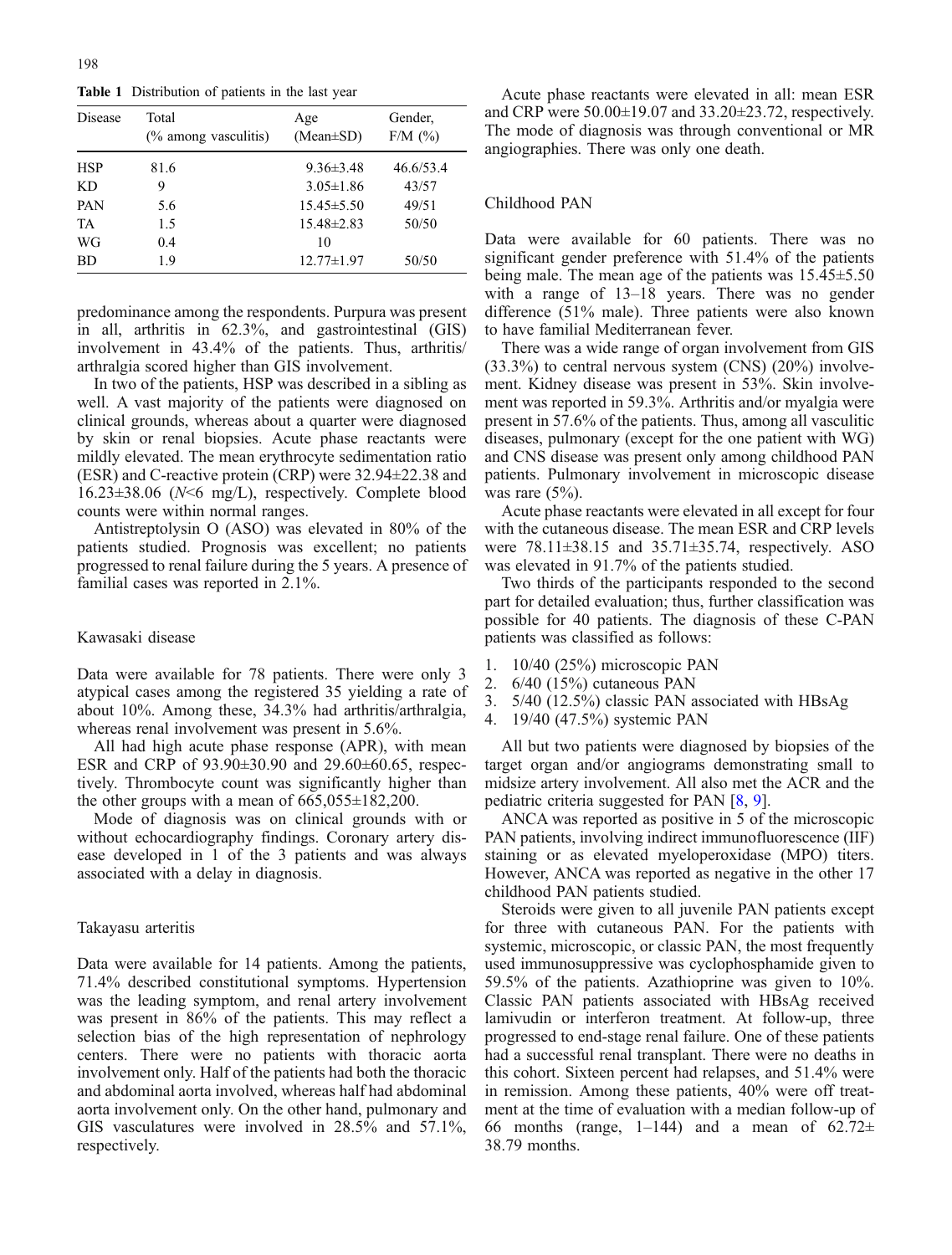**Table 1** Distribution of patients in the last year

| Disease | Total (% among vasculitis) | Age (Mean±SD) | Gender, F/M (%) |
|---|---|---|---|
| HSP | 81.6 | 9.36±3.48 | 46.6/53.4 |
| KD | 9 | 3.05±1.86 | 43/57 |
| PAN | 5.6 | 15.45±5.50 | 49/51 |
| TA | 1.5 | 15.48±2.83 | 50/50 |
| WG | 0.4 | 10 | |
| BD | 1.9 | 12.77±1.97 | 50/50 |

predominance among the respondents. Purpura was present in all, arthritis in 62.3%, and gastrointestinal (GIS) involvement in 43.4% of the patients. Thus, arthritis/arthralgia scored higher than GIS involvement.

In two of the patients, HSP was described in a sibling as well. A vast majority of the patients were diagnosed on clinical grounds, whereas about a quarter were diagnosed by skin or renal biopsies. Acute phase reactants were mildly elevated. The mean erythrocyte sedimentation ratio (ESR) and C-reactive protein (CRP) were 32.94±22.38 and 16.23±38.06 ($N$<6 mg/L), respectively. Complete blood counts were within normal ranges.

Antistreptolysin O (ASO) was elevated in 80% of the patients studied. Prognosis was excellent; no patients progressed to renal failure during the 5 years. A presence of familial cases was reported in 2.1%.

### Kawasaki disease

Data were available for 78 patients. There were only 3 atypical cases among the registered 35 yielding a rate of about 10%. Among these, 34.3% had arthritis/arthralgia, whereas renal involvement was present in 5.6%.

All had high acute phase response (APR), with mean ESR and CRP of 93.90±30.90 and 29.60±60.65, respectively. Thrombocyte count was significantly higher than the other groups with a mean of 665,055±182,200.

Mode of diagnosis was on clinical grounds with or without echocardiography findings. Coronary artery disease developed in 1 of the 3 patients and was always associated with a delay in diagnosis.

### Takayasu arteritis

Data were available for 14 patients. Among the patients, 71.4% described constitutional symptoms. Hypertension was the leading symptom, and renal artery involvement was present in 86% of the patients. This may reflect a selection bias of the high representation of nephrology centers. There were no patients with thoracic aorta involvement only. Half of the patients had both the thoracic and abdominal aorta involved, whereas half had abdominal aorta involvement only. On the other hand, pulmonary and GIS vasculatures were involved in 28.5% and 57.1%, respectively.

Acute phase reactants were elevated in all: mean ESR and CRP were 50.00±19.07 and 33.20±23.72, respectively. The mode of diagnosis was through conventional or MR angiographies. There was only one death.

### Childhood PAN

Data were available for 60 patients. There was no significant gender preference with 51.4% of the patients being male. The mean age of the patients was 15.45±5.50 with a range of 13–18 years. There was no gender difference (51% male). Three patients were also known to have familial Mediterranean fever.

There was a wide range of organ involvement from GIS (33.3%) to central nervous system (CNS) (20%) involvement. Kidney disease was present in 53%. Skin involvement was reported in 59.3%. Arthritis and/or myalgia were present in 57.6% of the patients. Thus, among all vasculitic diseases, pulmonary (except for the one patient with WG) and CNS disease was present only among childhood PAN patients. Pulmonary involvement in microscopic disease was rare (5%).

Acute phase reactants were elevated in all except for four with the cutaneous disease. The mean ESR and CRP levels were 78.11±38.15 and 35.71±35.74, respectively. ASO was elevated in 91.7% of the patients studied.

Two thirds of the participants responded to the second part for detailed evaluation; thus, further classification was possible for 40 patients. The diagnosis of these C-PAN patients was classified as follows:

1. 10/40 (25%) microscopic PAN
2. 6/40 (15%) cutaneous PAN
3. 5/40 (12.5%) classic PAN associated with HBsAg
4. 19/40 (47.5%) systemic PAN

All but two patients were diagnosed by biopsies of the target organ and/or angiograms demonstrating small to midsize artery involvement. All also met the ACR and the pediatric criteria suggested for PAN [8, 9].

ANCA was reported as positive in 5 of the microscopic PAN patients, involving indirect immunofluorescence (IIF) staining or as elevated myeloperoxidase (MPO) titers. However, ANCA was reported as negative in the other 17 childhood PAN patients studied.

Steroids were given to all juvenile PAN patients except for three with cutaneous PAN. For the patients with systemic, microscopic, or classic PAN, the most frequently used immunosuppressive was cyclophosphamide given to 59.5% of the patients. Azathioprine was given to 10%. Classic PAN patients associated with HBsAg received lamivudin or interferon treatment. At follow-up, three progressed to end-stage renal failure. One of these patients had a successful renal transplant. There were no deaths in this cohort. Sixteen percent had relapses, and 51.4% were in remission. Among these patients, 40% were off treatment at the time of evaluation with a median follow-up of 66 months (range, 1–144) and a mean of 62.72±38.79 months.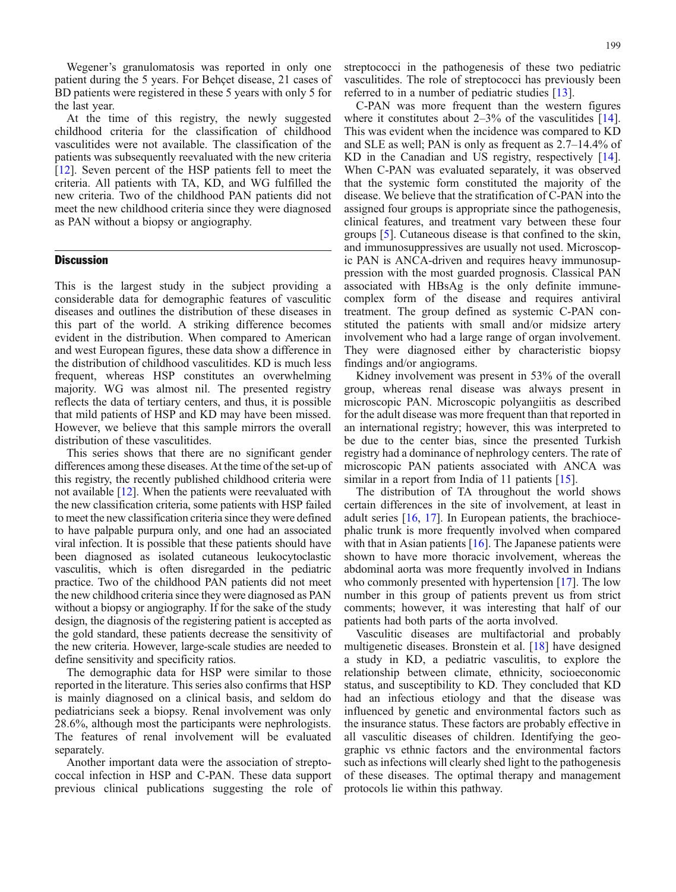Wegener's granulomatosis was reported in only one patient during the 5 years. For Behçet disease, 21 cases of BD patients were registered in these 5 years with only 5 for the last year.

At the time of this registry, the newly suggested childhood criteria for the classification of childhood vasculitides were not available. The classification of the patients was subsequently reevaluated with the new criteria [12]. Seven percent of the HSP patients fell to meet the criteria. All patients with TA, KD, and WG fulfilled the new criteria. Two of the childhood PAN patients did not meet the new childhood criteria since they were diagnosed as PAN without a biopsy or angiography.

## Discussion

This is the largest study in the subject providing a considerable data for demographic features of vasculitic diseases and outlines the distribution of these diseases in this part of the world. A striking difference becomes evident in the distribution. When compared to the American and west European figures, these data show a difference in the distribution of childhood vasculitides. KD is much less frequent, whereas HSP constitutes an overwhelming majority. WG was almost nil. The presented registry reflects the data of tertiary centers, and thus, it is possible that mild patients of HSP and KD may have been missed. However, we believe that this sample mirrors the overall distribution of these vasculitides.

This series shows that there are no significant gender differences among these diseases. At the time of the set-up of this registry, the recently published childhood criteria were not available [12]. When the patients were reevaluated with the new classification criteria, some patients with HSP failed to meet the new classification criteria since they were defined to have palpable purpura only, and one had an associated viral infection. It is possible that these patients should have been diagnosed as isolated cutaneous leukocytoclastic vasculitis, which is often disregarded in the pediatric practice. Two of the childhood PAN patients did not meet the new childhood criteria since they were diagnosed as PAN without a biopsy or angiography. If for the sake of the study design, the diagnosis of the registering patient is accepted as the gold standard, these patients decrease the sensitivity of the new criteria. However, large-scale studies are needed to define sensitivity and specificity ratios.

The demographic data for HSP were similar to those reported in the literature. This series also confirms that HSP is mainly diagnosed on a clinical basis, and seldom do pediatricians seek a biopsy. Renal involvement was only 28.6%, although most the participants were nephrologists. The features of renal involvement will be evaluated separately.

Another important data were the association of streptococcal infection in HSP and C-PAN. These data support previous clinical publications suggesting the role of streptococci in the pathogenesis of these two pediatric vasculitides. The role of streptococci has previously been referred to in a number of pediatric studies [13].

C-PAN was more frequent than the western figures where it constitutes about 2–3% of the vasculitides [14]. This was evident when the incidence was compared to KD and SLE as well; PAN is only as frequent as 2.7–14.4% of KD in the Canadian and US registry, respectively [14]. When C-PAN was evaluated separately, it was observed that the systemic form constituted the majority of the disease. We believe that the stratification of C-PAN into the assigned four groups is appropriate since the pathogenesis, clinical features, and treatment vary between these four groups [5]. Cutaneous disease is that confined to the skin, and immunosuppressives are usually not used. Microscopic PAN is ANCA-driven and requires heavy immunosuppression with the most guarded prognosis. Classical PAN associated with HBsAg is the only definite immune-complex form of the disease and requires antiviral treatment. The group defined as systemic C-PAN constituted the patients with small and/or midsize artery involvement who had a large range of organ involvement. They were diagnosed either by characteristic biopsy findings and/or angiograms.

Kidney involvement was present in 53% of the overall group, whereas renal disease was always present in microscopic PAN. Microscopic polyangiitis as described for the adult disease was more frequent than that reported in an international registry; however, this was interpreted to be due to the center bias, since the presented Turkish registry had a dominance of nephrology centers. The rate of microscopic PAN patients associated with ANCA was similar in a report from India of 11 patients [15].

The distribution of TA throughout the world shows certain differences in the site of involvement, at least in adult series [16, 17]. In European patients, the brachiocephalic trunk is more frequently involved when compared with that in Asian patients [16]. The Japanese patients were shown to have more thoracic involvement, whereas the abdominal aorta was more frequently involved in Indians who commonly presented with hypertension [17]. The low number in this group of patients prevent us from strict comments; however, it was interesting that half of our patients had both parts of the aorta involved.

Vasculitic diseases are multifactorial and probably multigenetic diseases. Bronstein et al. [18] have designed a study in KD, a pediatric vasculitis, to explore the relationship between climate, ethnicity, socioeconomic status, and susceptibility to KD. They concluded that KD had an infectious etiology and that the disease was influenced by genetic and environmental factors such as the insurance status. These factors are probably effective in all vasculitic diseases of children. Identifying the geographic vs ethnic factors and the environmental factors such as infections will clearly shed light to the pathogenesis of these diseases. The optimal therapy and management protocols lie within this pathway.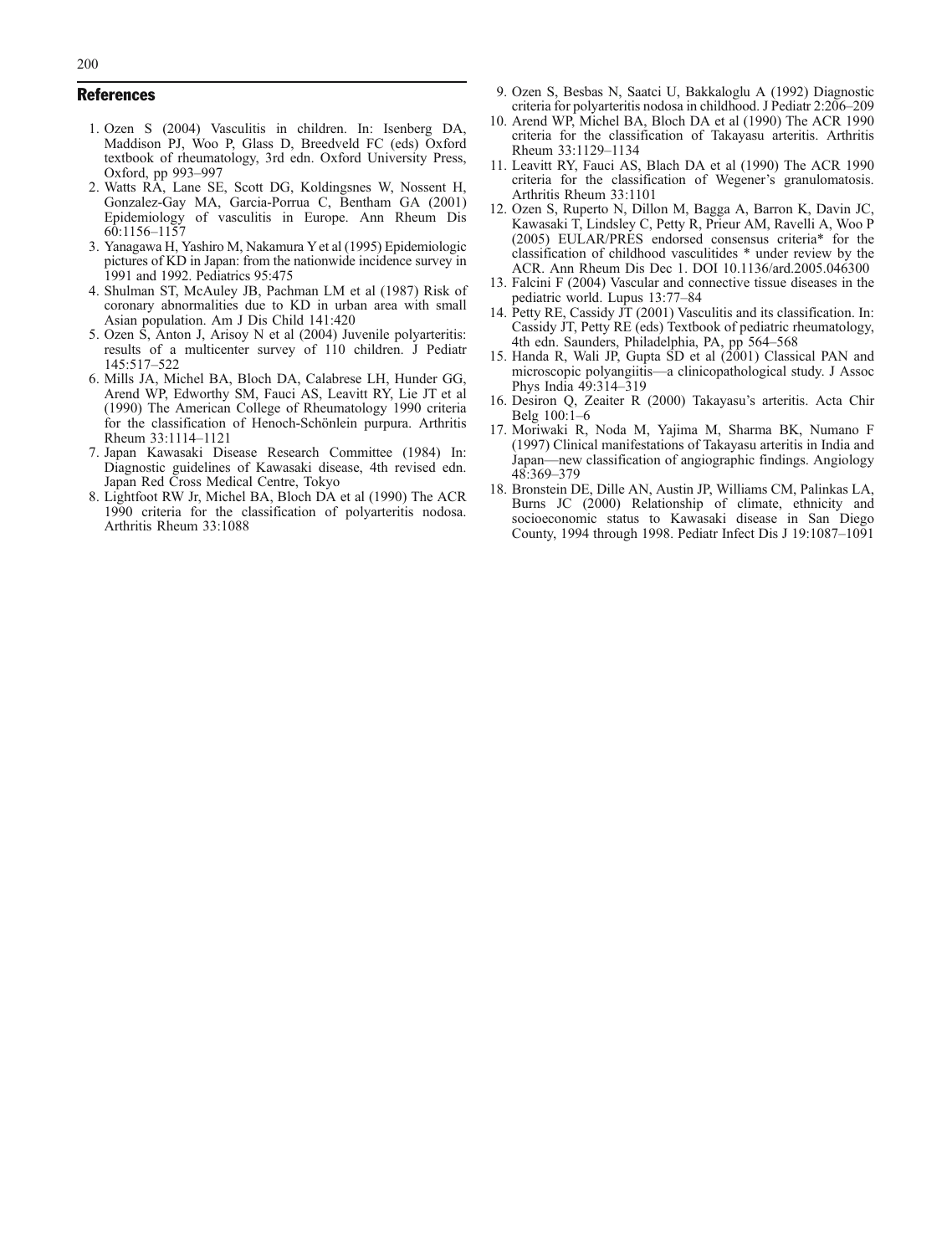## References

1. Ozen S (2004) Vasculitis in children. In: Isenberg DA, Maddison PJ, Woo P, Glass D, Breedveld FC (eds) Oxford textbook of rheumatology, 3rd edn. Oxford University Press, Oxford, pp 993–997
2. Watts RA, Lane SE, Scott DG, Koldingsnes W, Nossent H, Gonzalez-Gay MA, Garcia-Porrua C, Bentham GA (2001) Epidemiology of vasculitis in Europe. Ann Rheum Dis 60:1156–1157
3. Yanagawa H, Yashiro M, Nakamura Y et al (1995) Epidemiologic pictures of KD in Japan: from the nationwide incidence survey in 1991 and 1992. Pediatrics 95:475
4. Shulman ST, McAuley JB, Pachman LM et al (1987) Risk of coronary abnormalities due to KD in urban area with small Asian population. Am J Dis Child 141:420
5. Ozen S, Anton J, Arisoy N et al (2004) Juvenile polyarteritis: results of a multicenter survey of 110 children. J Pediatr 145:517–522
6. Mills JA, Michel BA, Bloch DA, Calabrese LH, Hunder GG, Arend WP, Edworthy SM, Fauci AS, Leavitt RY, Lie JT et al (1990) The American College of Rheumatology 1990 criteria for the classification of Henoch-Schönlein purpura. Arthritis Rheum 33:1114–1121
7. Japan Kawasaki Disease Research Committee (1984) In: Diagnostic guidelines of Kawasaki disease, 4th revised edn. Japan Red Cross Medical Centre, Tokyo
8. Lightfoot RW Jr, Michel BA, Bloch DA et al (1990) The ACR 1990 criteria for the classification of polyarteritis nodosa. Arthritis Rheum 33:1088
9. Ozen S, Besbas N, Saatci U, Bakkaloglu A (1992) Diagnostic criteria for polyarteritis nodosa in childhood. J Pediatr 2:206–209
10. Arend WP, Michel BA, Bloch DA et al (1990) The ACR 1990 criteria for the classification of Takayasu arteritis. Arthritis Rheum 33:1129–1134
11. Leavitt RY, Fauci AS, Blach DA et al (1990) The ACR 1990 criteria for the classification of Wegener's granulomatosis. Arthritis Rheum 33:1101
12. Ozen S, Ruperto N, Dillon M, Bagga A, Barron K, Davin JC, Kawasaki T, Lindsley C, Petty R, Prieur AM, Ravelli A, Woo P (2005) EULAR/PRES endorsed consensus criteria* for the classification of childhood vasculitides * under review by the ACR. Ann Rheum Dis Dec 1. DOI 10.1136/ard.2005.046300
13. Falcini F (2004) Vascular and connective tissue diseases in the pediatric world. Lupus 13:77–84
14. Petty RE, Cassidy JT (2001) Vasculitis and its classification. In: Cassidy JT, Petty RE (eds) Textbook of pediatric rheumatology, 4th edn. Saunders, Philadelphia, PA, pp 564–568
15. Handa R, Wali JP, Gupta SD et al (2001) Classical PAN and microscopic polyangiitis—a clinicopathological study. J Assoc Phys India 49:314–319
16. Desiron Q, Zeaiter R (2000) Takayasu's arteritis. Acta Chir Belg 100:1–6
17. Moriwaki R, Noda M, Yajima M, Sharma BK, Numano F (1997) Clinical manifestations of Takayasu arteritis in India and Japan—new classification of angiographic findings. Angiology 48:369–379
18. Bronstein DE, Dille AN, Austin JP, Williams CM, Palinkas LA, Burns JC (2000) Relationship of climate, ethnicity and socioeconomic status to Kawasaki disease in San Diego County, 1994 through 1998. Pediatr Infect Dis J 19:1087–1091